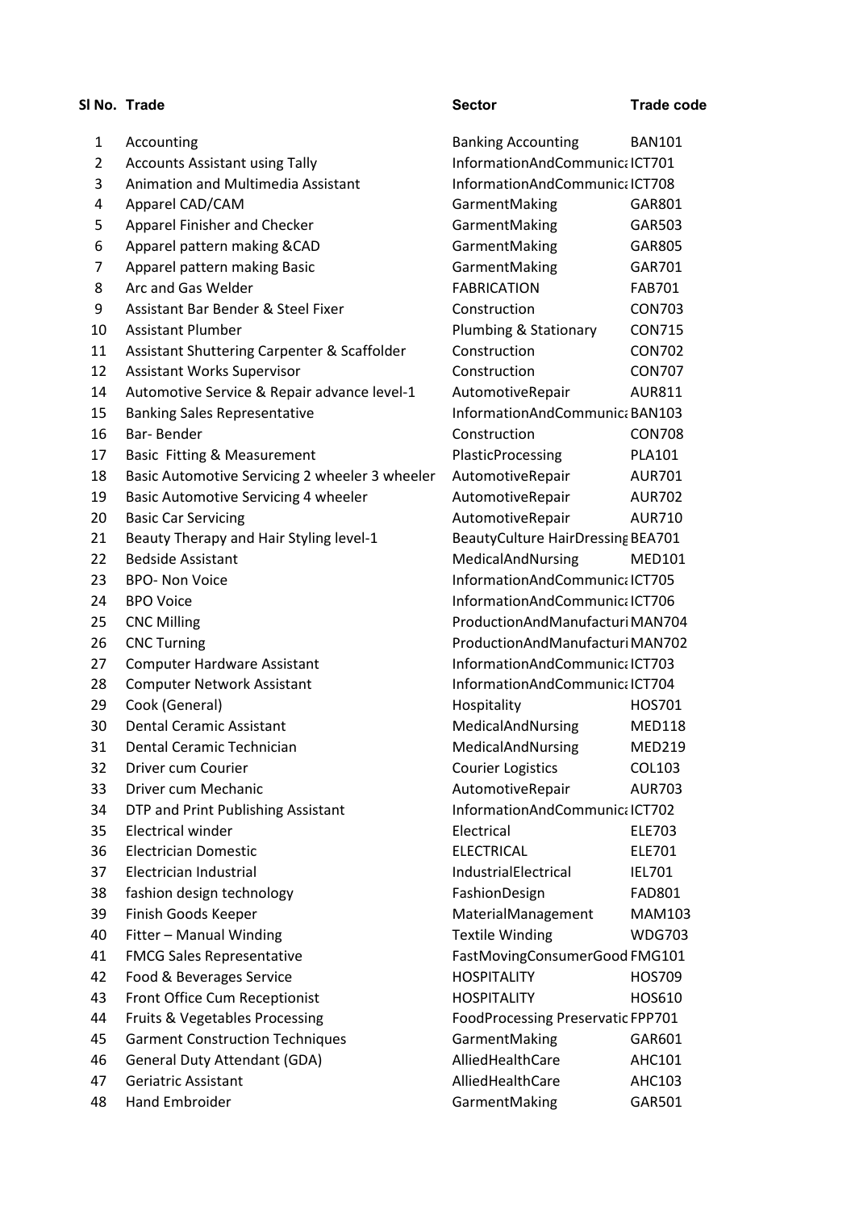| Sl No. | Trade | Sector | Trade code |
|---|---|---|---|
| 1 | Accounting | Banking Accounting | BAN101 |
| 2 | Accounts Assistant using Tally | InformationAndCommunica | ICT701 |
| 3 | Animation and Multimedia Assistant | InformationAndCommunica | ICT708 |
| 4 | Apparel CAD/CAM | GarmentMaking | GAR801 |
| 5 | Apparel Finisher and Checker | GarmentMaking | GAR503 |
| 6 | Apparel pattern making &CAD | GarmentMaking | GAR805 |
| 7 | Apparel pattern making Basic | GarmentMaking | GAR701 |
| 8 | Arc and Gas Welder | FABRICATION | FAB701 |
| 9 | Assistant Bar Bender & Steel Fixer | Construction | CON703 |
| 10 | Assistant Plumber | Plumbing & Stationary | CON715 |
| 11 | Assistant Shuttering Carpenter & Scaffolder | Construction | CON702 |
| 12 | Assistant Works Supervisor | Construction | CON707 |
| 14 | Automotive Service & Repair advance level-1 | AutomotiveRepair | AUR811 |
| 15 | Banking Sales Representative | InformationAndCommunica | BAN103 |
| 16 | Bar- Bender | Construction | CON708 |
| 17 | Basic Fitting & Measurement | PlasticProcessing | PLA101 |
| 18 | Basic Automotive Servicing 2 wheeler 3 wheeler | AutomotiveRepair | AUR701 |
| 19 | Basic Automotive Servicing 4 wheeler | AutomotiveRepair | AUR702 |
| 20 | Basic Car Servicing | AutomotiveRepair | AUR710 |
| 21 | Beauty Therapy and Hair Styling level-1 | BeautyCulture HairDressing | BEA701 |
| 22 | Bedside Assistant | MedicalAndNursing | MED101 |
| 23 | BPO- Non Voice | InformationAndCommunica | ICT705 |
| 24 | BPO Voice | InformationAndCommunica | ICT706 |
| 25 | CNC Milling | ProductionAndManufacturi | MAN704 |
| 26 | CNC Turning | ProductionAndManufacturi | MAN702 |
| 27 | Computer Hardware Assistant | InformationAndCommunica | ICT703 |
| 28 | Computer Network Assistant | InformationAndCommunica | ICT704 |
| 29 | Cook (General) | Hospitality | HOS701 |
| 30 | Dental Ceramic Assistant | MedicalAndNursing | MED118 |
| 31 | Dental Ceramic Technician | MedicalAndNursing | MED219 |
| 32 | Driver cum Courier | Courier Logistics | COL103 |
| 33 | Driver cum Mechanic | AutomotiveRepair | AUR703 |
| 34 | DTP and Print Publishing Assistant | InformationAndCommunica | ICT702 |
| 35 | Electrical winder | Electrical | ELE703 |
| 36 | Electrician Domestic | ELECTRICAL | ELE701 |
| 37 | Electrician Industrial | IndustrialElectrical | IEL701 |
| 38 | fashion design technology | FashionDesign | FAD801 |
| 39 | Finish Goods Keeper | MaterialManagement | MAM103 |
| 40 | Fitter – Manual Winding | Textile Winding | WDG703 |
| 41 | FMCG Sales Representative | FastMovingConsumerGood | FMG101 |
| 42 | Food & Beverages Service | HOSPITALITY | HOS709 |
| 43 | Front Office Cum Receptionist | HOSPITALITY | HOS610 |
| 44 | Fruits & Vegetables Processing | FoodProcessing Preservatic | FPP701 |
| 45 | Garment Construction Techniques | GarmentMaking | GAR601 |
| 46 | General Duty Attendant (GDA) | AlliedHealthCare | AHC101 |
| 47 | Geriatric Assistant | AlliedHealthCare | AHC103 |
| 48 | Hand Embroider | GarmentMaking | GAR501 |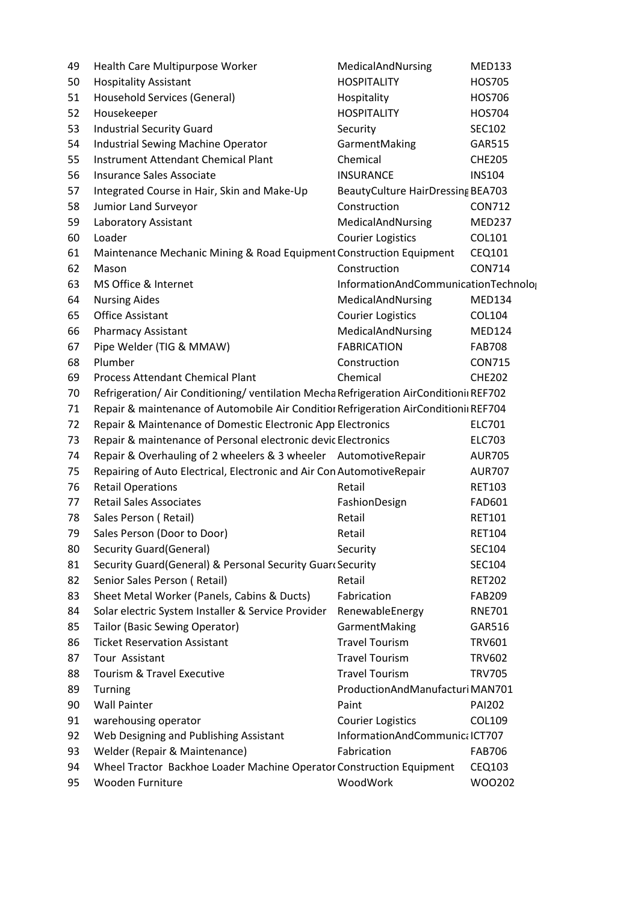| 49 | Health Care Multipurpose Worker | MedicalAndNursing | MED133 |
|---|---|---|---|
| 50 | Hospitality Assistant | HOSPITALITY | HOS705 |
| 51 | Household Services (General) | Hospitality | HOS706 |
| 52 | Housekeeper | HOSPITALITY | HOS704 |
| 53 | Industrial Security Guard | Security | SEC102 |
| 54 | Industrial Sewing Machine Operator | GarmentMaking | GAR515 |
| 55 | Instrument Attendant Chemical Plant | Chemical | CHE205 |
| 56 | Insurance Sales Associate | INSURANCE | INS104 |
| 57 | Integrated Course in Hair, Skin and Make-Up | BeautyCulture HairDressing | BEA703 |
| 58 | Jumior Land Surveyor | Construction | CON712 |
| 59 | Laboratory Assistant | MedicalAndNursing | MED237 |
| 60 | Loader | Courier Logistics | COL101 |
| 61 | Maintenance Mechanic Mining & Road Equipment | Construction Equipment | CEQ101 |
| 62 | Mason | Construction | CON714 |
| 63 | MS Office & Internet | InformationAndCommunicationTechnolo |  |
| 64 | Nursing Aides | MedicalAndNursing | MED134 |
| 65 | Office Assistant | Courier Logistics | COL104 |
| 66 | Pharmacy Assistant | MedicalAndNursing | MED124 |
| 67 | Pipe Welder (TIG & MMAW) | FABRICATION | FAB708 |
| 68 | Plumber | Construction | CON715 |
| 69 | Process Attendant Chemical Plant | Chemical | CHE202 |
| 70 | Refrigeration/ Air Conditioning/ ventilation Mecha | Refrigeration AirConditioni | REF702 |
| 71 | Repair & maintenance of Automobile Air Conditio | Refrigeration AirConditioni | REF704 |
| 72 | Repair & Maintenance of Domestic Electronic App | Electronics | ELC701 |
| 73 | Repair & maintenance of Personal electronic devic | Electronics | ELC703 |
| 74 | Repair & Overhauling of 2 wheelers & 3 wheeler | AutomotiveRepair | AUR705 |
| 75 | Repairing of Auto Electrical, Electronic and Air Con | AutomotiveRepair | AUR707 |
| 76 | Retail Operations | Retail | RET103 |
| 77 | Retail Sales Associates | FashionDesign | FAD601 |
| 78 | Sales Person ( Retail) | Retail | RET101 |
| 79 | Sales Person (Door to Door) | Retail | RET104 |
| 80 | Security Guard(General) | Security | SEC104 |
| 81 | Security Guard(General) & Personal Security Guar | Security | SEC104 |
| 82 | Senior Sales Person ( Retail) | Retail | RET202 |
| 83 | Sheet Metal Worker (Panels, Cabins & Ducts) | Fabrication | FAB209 |
| 84 | Solar electric System Installer & Service Provider | RenewableEnergy | RNE701 |
| 85 | Tailor (Basic Sewing Operator) | GarmentMaking | GAR516 |
| 86 | Ticket Reservation Assistant | Travel Tourism | TRV601 |
| 87 | Tour Assistant | Travel Tourism | TRV602 |
| 88 | Tourism & Travel Executive | Travel Tourism | TRV705 |
| 89 | Turning | ProductionAndManufacturi | MAN701 |
| 90 | Wall Painter | Paint | PAI202 |
| 91 | warehousing operator | Courier Logistics | COL109 |
| 92 | Web Designing and Publishing Assistant | InformationAndCommunica | ICT707 |
| 93 | Welder (Repair & Maintenance) | Fabrication | FAB706 |
| 94 | Wheel Tractor Backhoe Loader Machine Operator | Construction Equipment | CEQ103 |
| 95 | Wooden Furniture | WoodWork | WOO202 |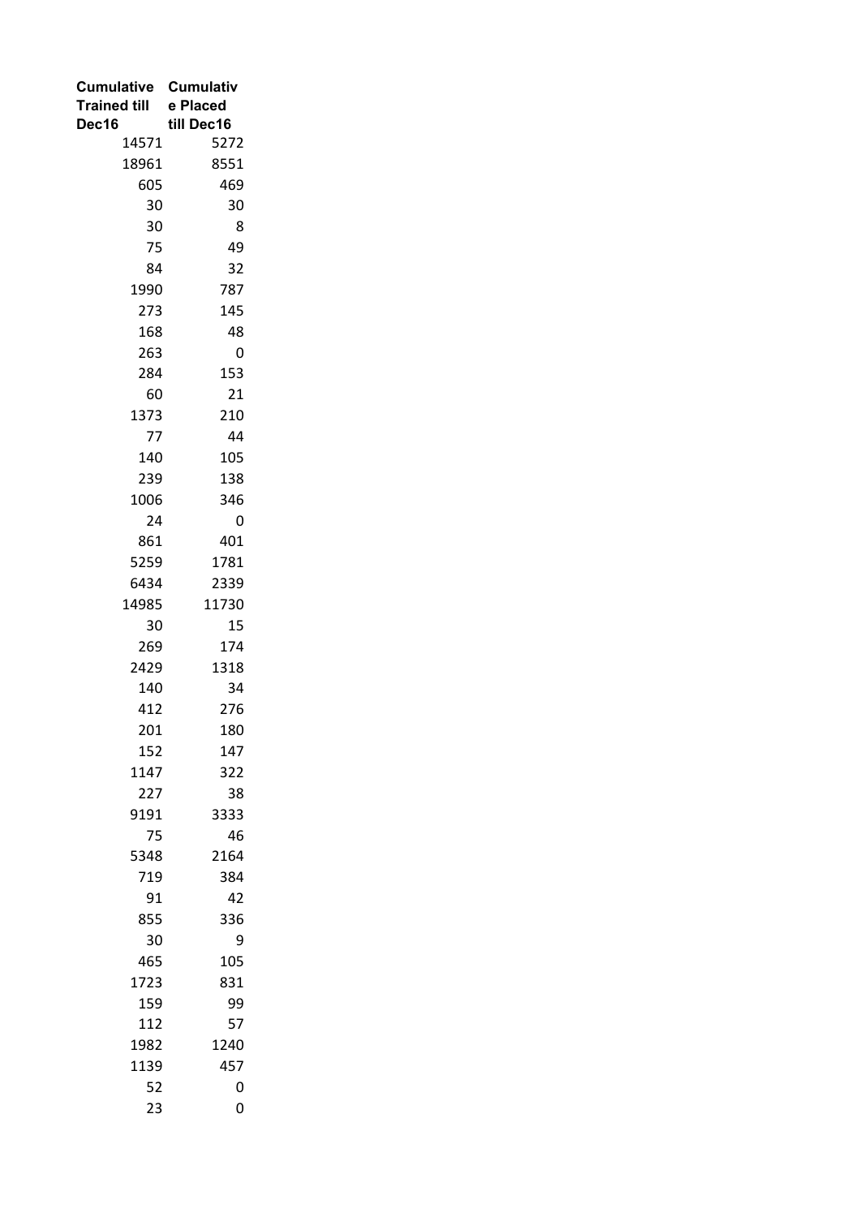| Cumulative Trained till Dec16 | Cumulative Placed till Dec16 |
|---|---|
| 14571 | 5272 |
| 18961 | 8551 |
| 605 | 469 |
| 30 | 30 |
| 30 | 8 |
| 75 | 49 |
| 84 | 32 |
| 1990 | 787 |
| 273 | 145 |
| 168 | 48 |
| 263 | 0 |
| 284 | 153 |
| 60 | 21 |
| 1373 | 210 |
| 77 | 44 |
| 140 | 105 |
| 239 | 138 |
| 1006 | 346 |
| 24 | 0 |
| 861 | 401 |
| 5259 | 1781 |
| 6434 | 2339 |
| 14985 | 11730 |
| 30 | 15 |
| 269 | 174 |
| 2429 | 1318 |
| 140 | 34 |
| 412 | 276 |
| 201 | 180 |
| 152 | 147 |
| 1147 | 322 |
| 227 | 38 |
| 9191 | 3333 |
| 75 | 46 |
| 5348 | 2164 |
| 719 | 384 |
| 91 | 42 |
| 855 | 336 |
| 30 | 9 |
| 465 | 105 |
| 1723 | 831 |
| 159 | 99 |
| 112 | 57 |
| 1982 | 1240 |
| 1139 | 457 |
| 52 | 0 |
| 23 | 0 |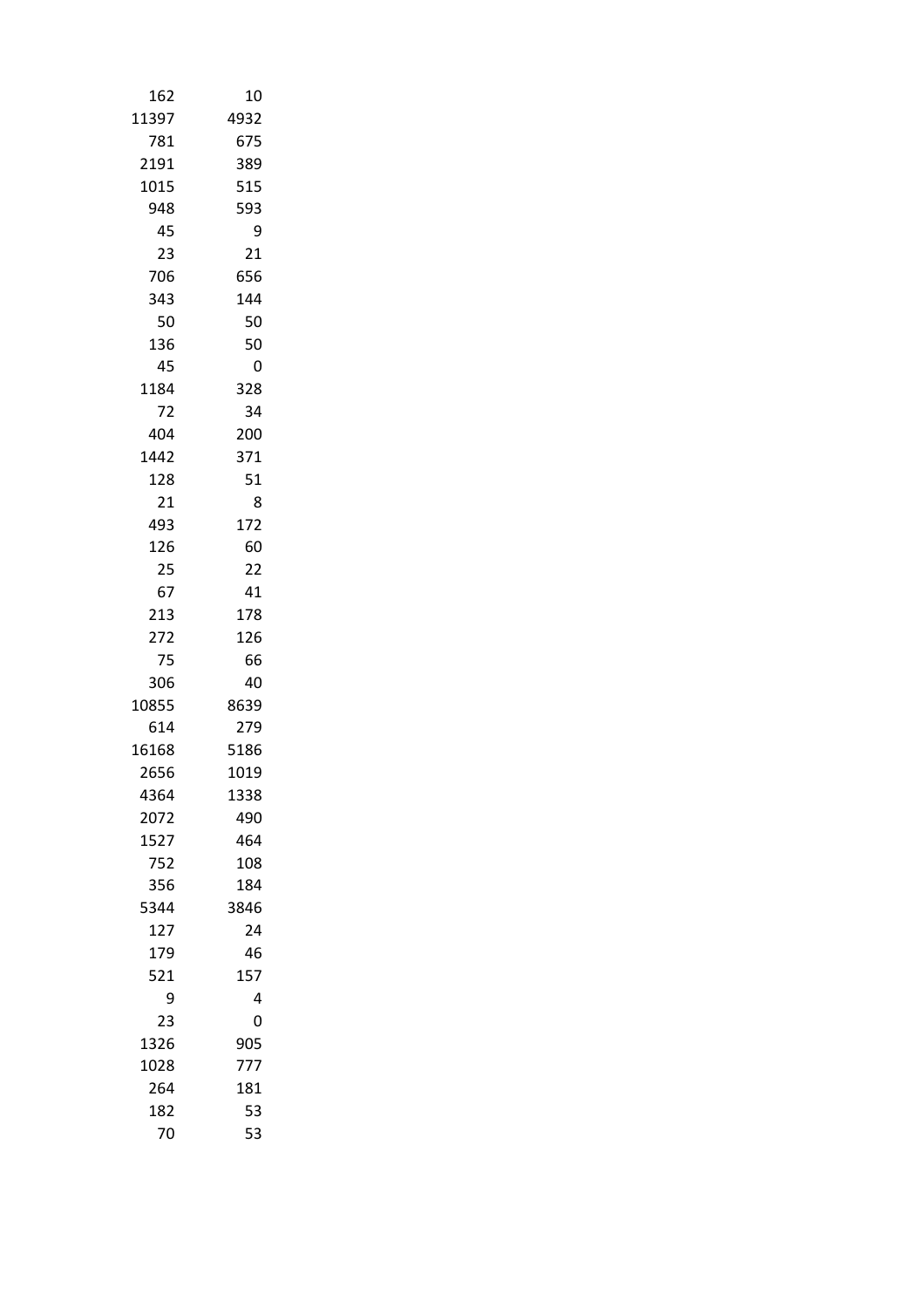| | |
|---|---|
| 162 | 10 |
| 11397 | 4932 |
| 781 | 675 |
| 2191 | 389 |
| 1015 | 515 |
| 948 | 593 |
| 45 | 9 |
| 23 | 21 |
| 706 | 656 |
| 343 | 144 |
| 50 | 50 |
| 136 | 50 |
| 45 | 0 |
| 1184 | 328 |
| 72 | 34 |
| 404 | 200 |
| 1442 | 371 |
| 128 | 51 |
| 21 | 8 |
| 493 | 172 |
| 126 | 60 |
| 25 | 22 |
| 67 | 41 |
| 213 | 178 |
| 272 | 126 |
| 75 | 66 |
| 306 | 40 |
| 10855 | 8639 |
| 614 | 279 |
| 16168 | 5186 |
| 2656 | 1019 |
| 4364 | 1338 |
| 2072 | 490 |
| 1527 | 464 |
| 752 | 108 |
| 356 | 184 |
| 5344 | 3846 |
| 127 | 24 |
| 179 | 46 |
| 521 | 157 |
| 9 | 4 |
| 23 | 0 |
| 1326 | 905 |
| 1028 | 777 |
| 264 | 181 |
| 182 | 53 |
| 70 | 53 |